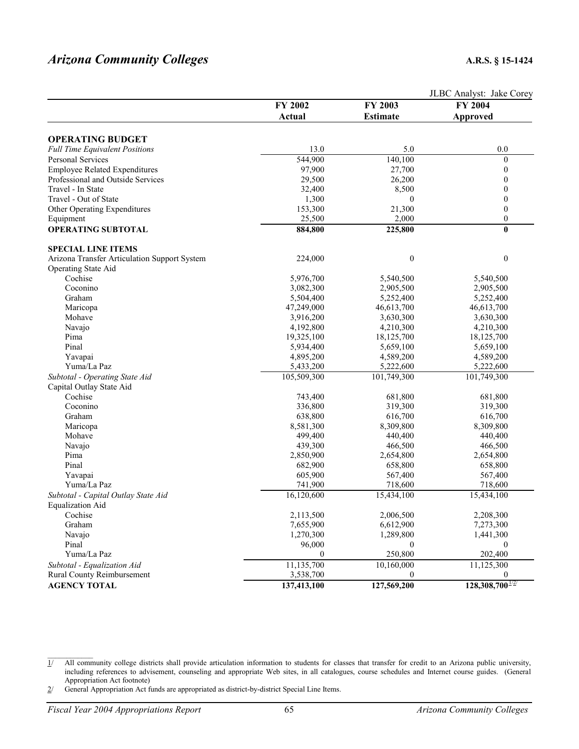## *Arizona Community Colleges* A.R.S. § 15-1424

JLBC Analyst: Jake Corey

| | FY 2002 Actual | FY 2003 Estimate | FY 2004 Approved |
|---|---|---|---|
| **OPERATING BUDGET** | | | |
| *Full Time Equivalent Positions* | 13.0 | 5.0 | 0.0 |
| Personal Services | 544,900 | 140,100 | 0 |
| Employee Related Expenditures | 97,900 | 27,700 | 0 |
| Professional and Outside Services | 29,500 | 26,200 | 0 |
| Travel - In State | 32,400 | 8,500 | 0 |
| Travel - Out of State | 1,300 | 0 | 0 |
| Other Operating Expenditures | 153,300 | 21,300 | 0 |
| Equipment | 25,500 | 2,000 | 0 |
| **OPERATING SUBTOTAL** | **884,800** | **225,800** | **0** |
| **SPECIAL LINE ITEMS** | | | |
| Arizona Transfer Articulation Support System | 224,000 | 0 | 0 |
| Operating State Aid | | | |
| Cochise | 5,976,700 | 5,540,500 | 5,540,500 |
| Coconino | 3,082,300 | 2,905,500 | 2,905,500 |
| Graham | 5,504,400 | 5,252,400 | 5,252,400 |
| Maricopa | 47,249,000 | 46,613,700 | 46,613,700 |
| Mohave | 3,916,200 | 3,630,300 | 3,630,300 |
| Navajo | 4,192,800 | 4,210,300 | 4,210,300 |
| Pima | 19,325,100 | 18,125,700 | 18,125,700 |
| Pinal | 5,934,400 | 5,659,100 | 5,659,100 |
| Yavapai | 4,895,200 | 4,589,200 | 4,589,200 |
| Yuma/La Paz | 5,433,200 | 5,222,600 | 5,222,600 |
| *Subtotal - Operating State Aid* | 105,509,300 | 101,749,300 | 101,749,300 |
| Capital Outlay State Aid | | | |
| Cochise | 743,400 | 681,800 | 681,800 |
| Coconino | 336,800 | 319,300 | 319,300 |
| Graham | 638,800 | 616,700 | 616,700 |
| Maricopa | 8,581,300 | 8,309,800 | 8,309,800 |
| Mohave | 499,400 | 440,400 | 440,400 |
| Navajo | 439,300 | 466,500 | 466,500 |
| Pima | 2,850,900 | 2,654,800 | 2,654,800 |
| Pinal | 682,900 | 658,800 | 658,800 |
| Yavapai | 605,900 | 567,400 | 567,400 |
| Yuma/La Paz | 741,900 | 718,600 | 718,600 |
| *Subtotal - Capital Outlay State Aid* | 16,120,600 | 15,434,100 | 15,434,100 |
| Equalization Aid | | | |
| Cochise | 2,113,500 | 2,006,500 | 2,208,300 |
| Graham | 7,655,900 | 6,612,900 | 7,273,300 |
| Navajo | 1,270,300 | 1,289,800 | 1,441,300 |
| Pinal | 96,000 | 0 | 0 |
| Yuma/La Paz | 0 | 250,800 | 202,400 |
| *Subtotal - Equalization Aid* | 11,135,700 | 10,160,000 | 11,125,300 |
| Rural County Reimbursement | 3,538,700 | 0 | 0 |
| **AGENCY TOTAL** | **137,413,100** | **127,569,200** | **128,308,700** [1/2/] |

1/ All community college districts shall provide articulation information to students for classes that transfer for credit to an Arizona public university, including references to advisement, counseling and appropriate Web sites, in all catalogues, course schedules and Internet course guides. (General Appropriation Act footnote)

2/ General Appropriation Act funds are appropriated as district-by-district Special Line Items.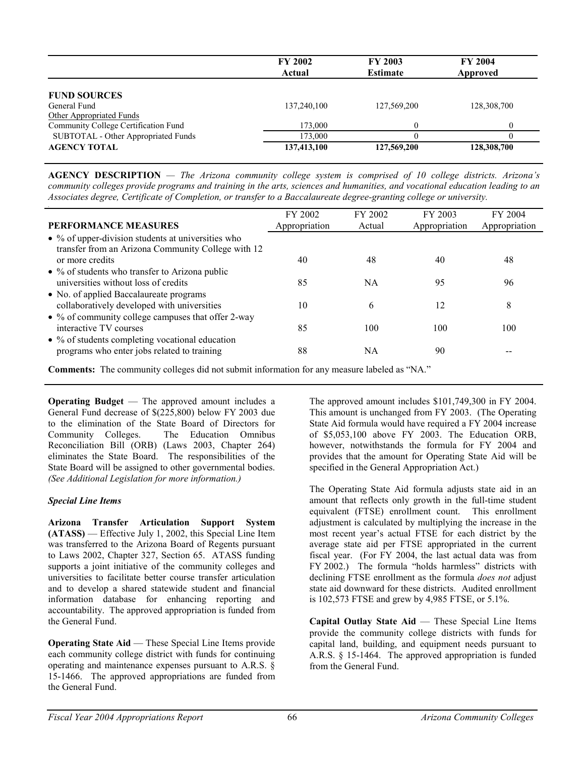| | FY 2002 Actual | FY 2003 Estimate | FY 2004 Approved |
|---|---|---|---|
| **FUND SOURCES** | | | |
| General Fund | 137,240,100 | 127,569,200 | 128,308,700 |
| Other Appropriated Funds | | | |
| Community College Certification Fund | 173,000 | 0 | 0 |
| SUBTOTAL - Other Appropriated Funds | 173,000 | 0 | 0 |
| **AGENCY TOTAL** | **137,413,100** | **127,569,200** | **128,308,700** |

**AGENCY DESCRIPTION** — *The Arizona community college system is comprised of 10 college districts. Arizona's community colleges provide programs and training in the arts, sciences and humanities, and vocational education leading to an Associates degree, Certificate of Completion, or transfer to a Baccalaureate degree-granting college or university.*

| PERFORMANCE MEASURES | FY 2002 Appropriation | FY 2002 Actual | FY 2003 Appropriation | FY 2004 Appropriation |
|---|---|---|---|---|
| • % of upper-division students at universities who transfer from an Arizona Community College with 12 or more credits | 40 | 48 | 40 | 48 |
| • % of students who transfer to Arizona public universities without loss of credits | 85 | NA | 95 | 96 |
| • No. of applied Baccalaureate programs collaboratively developed with universities | 10 | 6 | 12 | 8 |
| • % of community college campuses that offer 2-way interactive TV courses | 85 | 100 | 100 | 100 |
| • % of students completing vocational education programs who enter jobs related to training | 88 | NA | 90 | -- |

**Comments:** The community colleges did not submit information for any measure labeled as "NA."

**Operating Budget** — The approved amount includes a General Fund decrease of $(225,800) below FY 2003 due to the elimination of the State Board of Directors for Community Colleges. The Education Omnibus Reconciliation Bill (ORB) (Laws 2003, Chapter 264) eliminates the State Board. The responsibilities of the State Board will be assigned to other governmental bodies. *(See Additional Legislation for more information.)*

***Special Line Items***

**Arizona Transfer Articulation Support System (ATASS)** — Effective July 1, 2002, this Special Line Item was transferred to the Arizona Board of Regents pursuant to Laws 2002, Chapter 327, Section 65. ATASS funding supports a joint initiative of the community colleges and universities to facilitate better course transfer articulation and to develop a shared statewide student and financial information database for enhancing reporting and accountability. The approved appropriation is funded from the General Fund.

**Operating State Aid** — These Special Line Items provide each community college district with funds for continuing operating and maintenance expenses pursuant to A.R.S. § 15-1466. The approved appropriations are funded from the General Fund.

The approved amount includes $101,749,300 in FY 2004. This amount is unchanged from FY 2003. (The Operating State Aid formula would have required a FY 2004 increase of $5,053,100 above FY 2003. The Education ORB, however, notwithstands the formula for FY 2004 and provides that the amount for Operating State Aid will be specified in the General Appropriation Act.)

The Operating State Aid formula adjusts state aid in an amount that reflects only growth in the full-time student equivalent (FTSE) enrollment count. This enrollment adjustment is calculated by multiplying the increase in the most recent year's actual FTSE for each district by the average state aid per FTSE appropriated in the current fiscal year. (For FY 2004, the last actual data was from FY 2002.) The formula "holds harmless" districts with declining FTSE enrollment as the formula *does not* adjust state aid downward for these districts. Audited enrollment is 102,573 FTSE and grew by 4,985 FTSE, or 5.1%.

**Capital Outlay State Aid** — These Special Line Items provide the community college districts with funds for capital land, building, and equipment needs pursuant to A.R.S. § 15-1464. The approved appropriation is funded from the General Fund.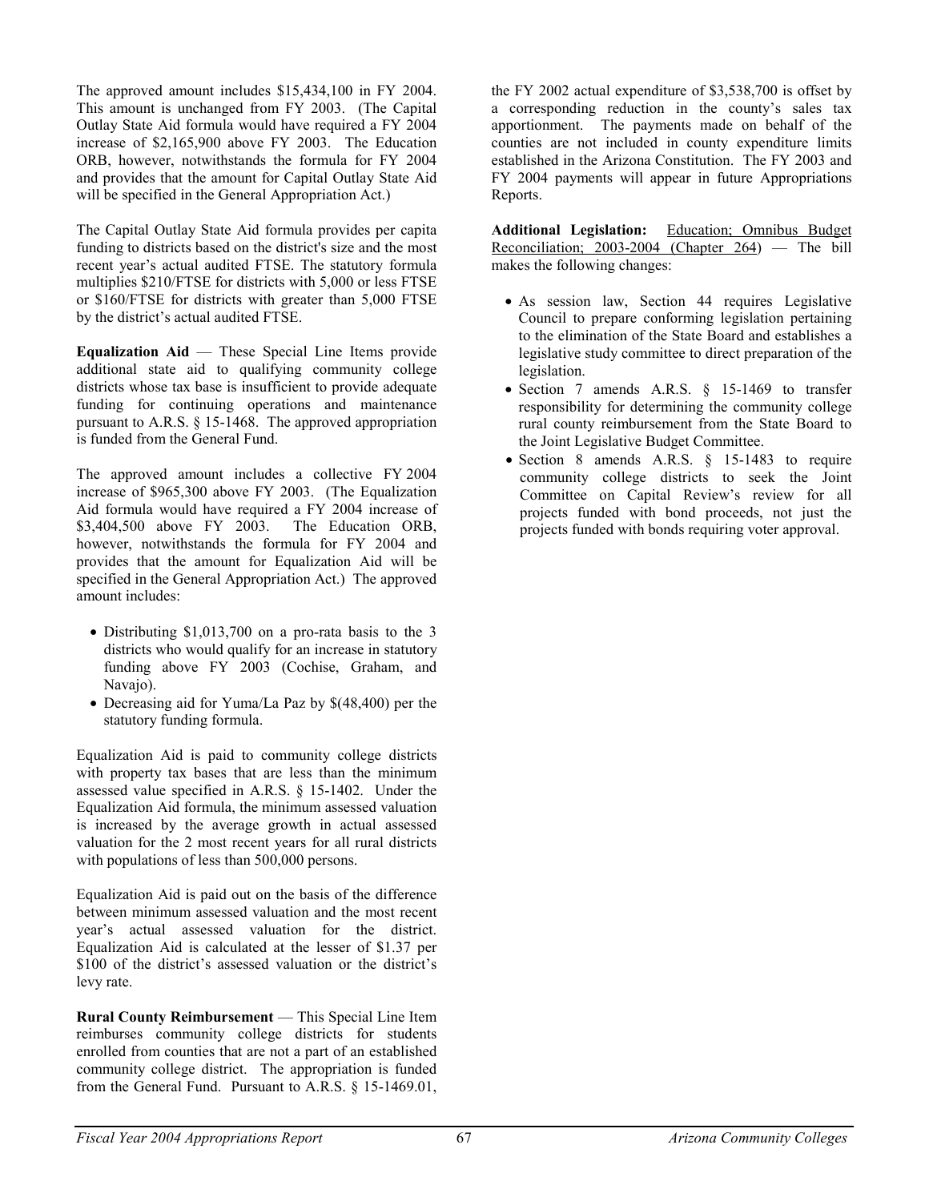The approved amount includes $15,434,100 in FY 2004. This amount is unchanged from FY 2003. (The Capital Outlay State Aid formula would have required a FY 2004 increase of $2,165,900 above FY 2003. The Education ORB, however, notwithstands the formula for FY 2004 and provides that the amount for Capital Outlay State Aid will be specified in the General Appropriation Act.)

The Capital Outlay State Aid formula provides per capita funding to districts based on the district's size and the most recent year's actual audited FTSE. The statutory formula multiplies $210/FTSE for districts with 5,000 or less FTSE or $160/FTSE for districts with greater than 5,000 FTSE by the district's actual audited FTSE.

**Equalization Aid** — These Special Line Items provide additional state aid to qualifying community college districts whose tax base is insufficient to provide adequate funding for continuing operations and maintenance pursuant to A.R.S. § 15-1468. The approved appropriation is funded from the General Fund.

The approved amount includes a collective FY 2004 increase of $965,300 above FY 2003. (The Equalization Aid formula would have required a FY 2004 increase of $3,404,500 above FY 2003. The Education ORB, however, notwithstands the formula for FY 2004 and provides that the amount for Equalization Aid will be specified in the General Appropriation Act.) The approved amount includes:

- Distributing $1,013,700 on a pro-rata basis to the 3 districts who would qualify for an increase in statutory funding above FY 2003 (Cochise, Graham, and Navajo).
- Decreasing aid for Yuma/La Paz by $(48,400) per the statutory funding formula.

Equalization Aid is paid to community college districts with property tax bases that are less than the minimum assessed value specified in A.R.S. § 15-1402. Under the Equalization Aid formula, the minimum assessed valuation is increased by the average growth in actual assessed valuation for the 2 most recent years for all rural districts with populations of less than 500,000 persons.

Equalization Aid is paid out on the basis of the difference between minimum assessed valuation and the most recent year's actual assessed valuation for the district. Equalization Aid is calculated at the lesser of $1.37 per $100 of the district's assessed valuation or the district's levy rate.

**Rural County Reimbursement** — This Special Line Item reimburses community college districts for students enrolled from counties that are not a part of an established community college district. The appropriation is funded from the General Fund. Pursuant to A.R.S. § 15-1469.01, the FY 2002 actual expenditure of $3,538,700 is offset by a corresponding reduction in the county's sales tax apportionment. The payments made on behalf of the counties are not included in county expenditure limits established in the Arizona Constitution. The FY 2003 and FY 2004 payments will appear in future Appropriations Reports.

**Additional Legislation:** Education; Omnibus Budget Reconciliation; 2003-2004 (Chapter 264) — The bill makes the following changes:

- As session law, Section 44 requires Legislative Council to prepare conforming legislation pertaining to the elimination of the State Board and establishes a legislative study committee to direct preparation of the legislation.
- Section 7 amends A.R.S. § 15-1469 to transfer responsibility for determining the community college rural county reimbursement from the State Board to the Joint Legislative Budget Committee.
- Section 8 amends A.R.S. § 15-1483 to require community college districts to seek the Joint Committee on Capital Review's review for all projects funded with bond proceeds, not just the projects funded with bonds requiring voter approval.